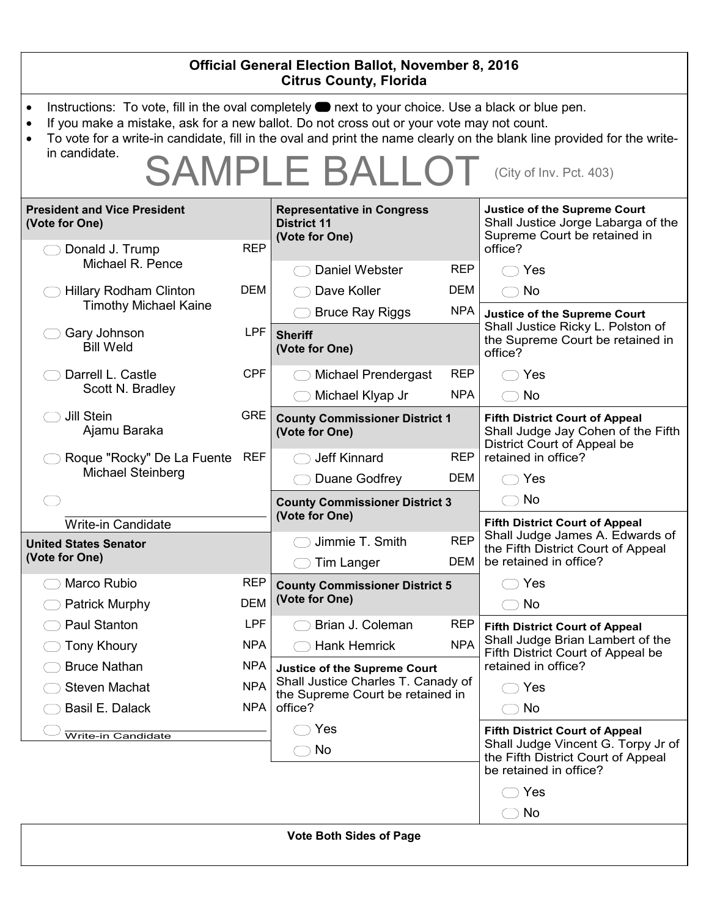# Official General Election Ballot, November 8, 2016
## Citrus County, Florida

- Instructions: To vote, fill in the oval completely ⬬ next to your choice. Use a black or blue pen.
- If you make a mistake, ask for a new ballot. Do not cross out or your vote may not count.
- To vote for a write-in candidate, fill in the oval and print the name clearly on the blank line provided for the write-in candidate.

SAMPLE BALLOT (City of Inv. Pct. 403)

### President and Vice President (Vote for One)

| Candidate | Party |
|---|---|
| ◯ Donald J. Trump / Michael R. Pence | REP |
| ◯ Hillary Rodham Clinton / Timothy Michael Kaine | DEM |
| ◯ Gary Johnson / Bill Weld | LPF |
| ◯ Darrell L. Castle / Scott N. Bradley | CPF |
| ◯ Jill Stein / Ajamu Baraka | GRE |
| ◯ Roque "Rocky" De La Fuente / Michael Steinberg | REF |
| ◯ ________ Write-in Candidate | |

### United States Senator (Vote for One)

| Candidate | Party |
|---|---|
| ◯ Marco Rubio | REP |
| ◯ Patrick Murphy | DEM |
| ◯ Paul Stanton | LPF |
| ◯ Tony Khoury | NPA |
| ◯ Bruce Nathan | NPA |
| ◯ Steven Machat | NPA |
| ◯ Basil E. Dalack | NPA |
| ◯ ________ Write-in Candidate | |

### Representative in Congress District 11 (Vote for One)

| Candidate | Party |
|---|---|
| ◯ Daniel Webster | REP |
| ◯ Dave Koller | DEM |
| ◯ Bruce Ray Riggs | NPA |

### Sheriff (Vote for One)

| Candidate | Party |
|---|---|
| ◯ Michael Prendergast | REP |
| ◯ Michael Klyap Jr | NPA |

### County Commissioner District 1 (Vote for One)

| Candidate | Party |
|---|---|
| ◯ Jeff Kinnard | REP |
| ◯ Duane Godfrey | DEM |

### County Commissioner District 3 (Vote for One)

| Candidate | Party |
|---|---|
| ◯ Jimmie T. Smith | REP |
| ◯ Tim Langer | DEM |

### County Commissioner District 5 (Vote for One)

| Candidate | Party |
|---|---|
| ◯ Brian J. Coleman | REP |
| ◯ Hank Hemrick | NPA |

### Justice of the Supreme Court
Shall Justice Charles T. Canady of the Supreme Court be retained in office?

- ◯ Yes
- ◯ No

### Justice of the Supreme Court
Shall Justice Jorge Labarga of the Supreme Court be retained in office?

- ◯ Yes
- ◯ No

### Justice of the Supreme Court
Shall Justice Ricky L. Polston of the Supreme Court be retained in office?

- ◯ Yes
- ◯ No

### Fifth District Court of Appeal
Shall Judge Jay Cohen of the Fifth District Court of Appeal be retained in office?

- ◯ Yes
- ◯ No

### Fifth District Court of Appeal
Shall Judge James A. Edwards of the Fifth District Court of Appeal be retained in office?

- ◯ Yes
- ◯ No

### Fifth District Court of Appeal
Shall Judge Brian Lambert of the Fifth District Court of Appeal be retained in office?

- ◯ Yes
- ◯ No

### Fifth District Court of Appeal
Shall Judge Vincent G. Torpy Jr of the Fifth District Court of Appeal be retained in office?

- ◯ Yes
- ◯ No

**Vote Both Sides of Page**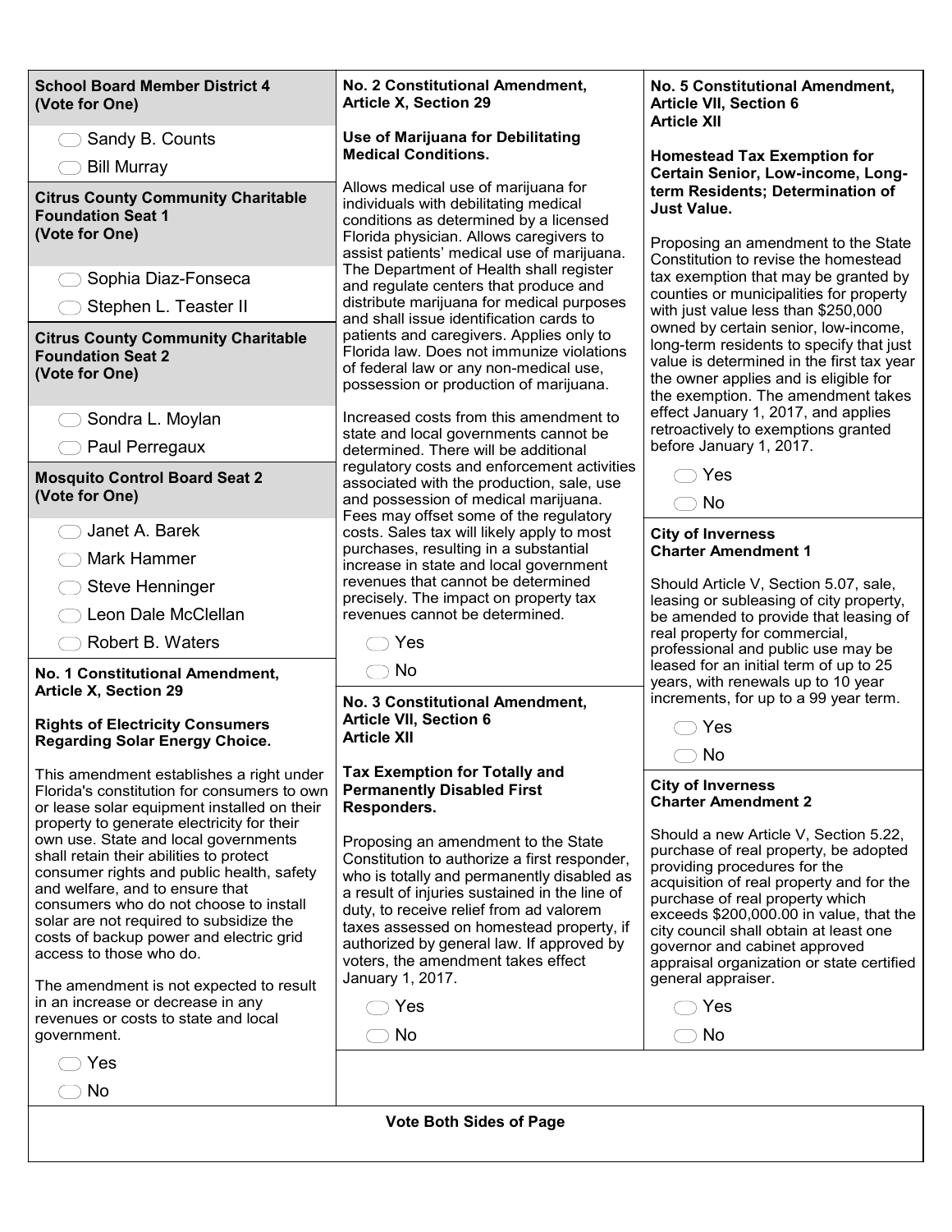**School Board Member District 4**
**(Vote for One)**

- ◯ Sandy B. Counts
- ◯ Bill Murray

**Citrus County Community Charitable Foundation Seat 1**
**(Vote for One)**

- ◯ Sophia Diaz-Fonseca
- ◯ Stephen L. Teaster II

**Citrus County Community Charitable Foundation Seat 2**
**(Vote for One)**

- ◯ Sondra L. Moylan
- ◯ Paul Perregaux

**Mosquito Control Board Seat 2**
**(Vote for One)**

- ◯ Janet A. Barek
- ◯ Mark Hammer
- ◯ Steve Henninger
- ◯ Leon Dale McClellan
- ◯ Robert B. Waters

**No. 1 Constitutional Amendment, Article X, Section 29**

**Rights of Electricity Consumers Regarding Solar Energy Choice.**

This amendment establishes a right under Florida's constitution for consumers to own or lease solar equipment installed on their property to generate electricity for their own use. State and local governments shall retain their abilities to protect consumer rights and public health, safety and welfare, and to ensure that consumers who do not choose to install solar are not required to subsidize the costs of backup power and electric grid access to those who do.

The amendment is not expected to result in an increase or decrease in any revenues or costs to state and local government.

- ◯ Yes
- ◯ No

**No. 2 Constitutional Amendment, Article X, Section 29**

**Use of Marijuana for Debilitating Medical Conditions.**

Allows medical use of marijuana for individuals with debilitating medical conditions as determined by a licensed Florida physician. Allows caregivers to assist patients' medical use of marijuana. The Department of Health shall register and regulate centers that produce and distribute marijuana for medical purposes and shall issue identification cards to patients and caregivers. Applies only to Florida law. Does not immunize violations of federal law or any non-medical use, possession or production of marijuana.

Increased costs from this amendment to state and local governments cannot be determined. There will be additional regulatory costs and enforcement activities associated with the production, sale, use and possession of medical marijuana. Fees may offset some of the regulatory costs. Sales tax will likely apply to most purchases, resulting in a substantial increase in state and local government revenues that cannot be determined precisely. The impact on property tax revenues cannot be determined.

- ◯ Yes
- ◯ No

**No. 3 Constitutional Amendment, Article VII, Section 6 Article XII**

**Tax Exemption for Totally and Permanently Disabled First Responders.**

Proposing an amendment to the State Constitution to authorize a first responder, who is totally and permanently disabled as a result of injuries sustained in the line of duty, to receive relief from ad valorem taxes assessed on homestead property, if authorized by general law. If approved by voters, the amendment takes effect January 1, 2017.

- ◯ Yes
- ◯ No

**No. 5 Constitutional Amendment, Article VII, Section 6 Article XII**

**Homestead Tax Exemption for Certain Senior, Low-income, Long-term Residents; Determination of Just Value.**

Proposing an amendment to the State Constitution to revise the homestead tax exemption that may be granted by counties or municipalities for property with just value less than $250,000 owned by certain senior, low-income, long-term residents to specify that just value is determined in the first tax year the owner applies and is eligible for the exemption. The amendment takes effect January 1, 2017, and applies retroactively to exemptions granted before January 1, 2017.

- ◯ Yes
- ◯ No

**City of Inverness Charter Amendment 1**

Should Article V, Section 5.07, sale, leasing or subleasing of city property, be amended to provide that leasing of real property for commercial, professional and public use may be leased for an initial term of up to 25 years, with renewals up to 10 year increments, for up to a 99 year term.

- ◯ Yes
- ◯ No

**City of Inverness Charter Amendment 2**

Should a new Article V, Section 5.22, purchase of real property, be adopted providing procedures for the acquisition of real property and for the purchase of real property which exceeds $200,000.00 in value, that the city council shall obtain at least one governor and cabinet approved appraisal organization or state certified general appraiser.

- ◯ Yes
- ◯ No

**Vote Both Sides of Page**